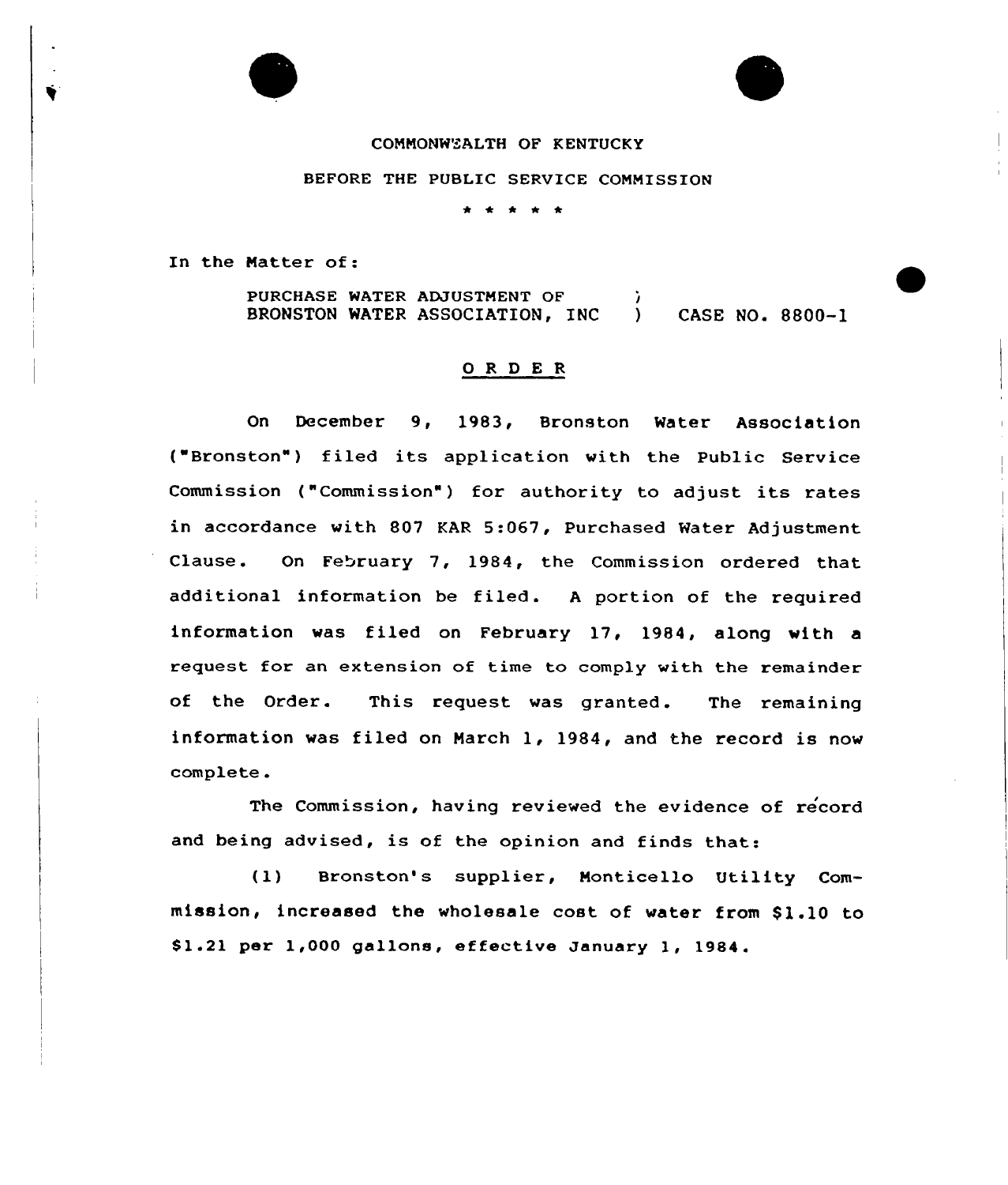COMMONWEALTH OF KENTUCKY

BEFORE THE PUBLIC SERVICE COMMISSION

\* \* \* \* \*

In the Matter of:

PURCHASE WATER ADJUSTMENT OF BRONSTON WATER ASSOCIATION, INC ) CASE NO. 8800-1

## O R D E R

On December 9, 1983, Bronston Water Association ("Bronston") filed its application with the Public Service Commission ("Commission") for authority to adjust its rates in accordance with 807 KAR 5:067, Purchased Water Adjustment Clause. On February 7, 1984, the Commission ordered that additional information be filed. A portion of the required information was filed on February 17, 1984, along with a request for an extension of time to comply with the remainder of the Order. This request was granted. The remaining information was filed on March 1, 1984, and the record is now complete.

The Commission, having reviewed the evidence of record and being advised, is of the opinion and finds that:

(1) Bronston's supplier, Monticello Utility Commission, increased the wholesale cost of water from $1.10 to $1.21 per 1,000 gallons, effective January 1, 1984.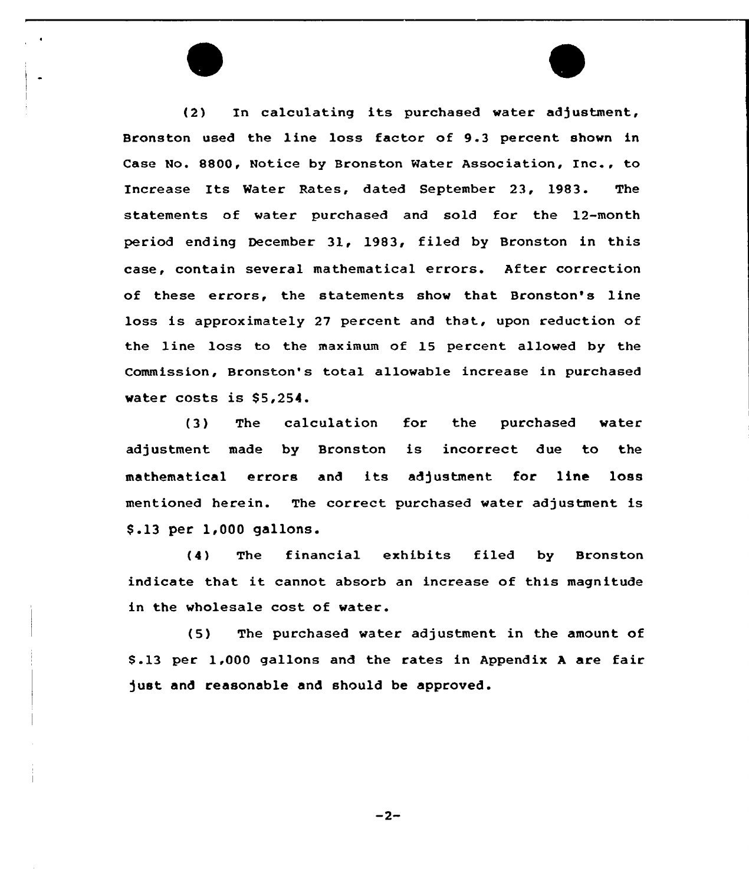(2) In calculating its purchased water adjustment, Bronston used the line loss factor of 9.3 percent shown in Case No. 8800, Notice by Bronston Water Association, Inc., to Increase Its Water Rates, dated September 23, 1983. The statements of water purchased and sold for the 12-month period ending December 31, 1983, filed by Bronston in this case, contain several mathematical errors. After correction of these errors, the statements show that Bronston's line loss is approximately 27 percent and that, upon reduction of the line loss to the maximum of 15 percent allowed by the Commission, Bronston's total allowable increase in purchased water costs is $5,254.

(3) The calculation for the purchased water adjustment made by Bronston is incorrect due to the mathematical errors and its adjustment for line loss mentioned herein. The correct purchased water adjustment is $.13 per 1,000 gallons.

(4) The financial exhibits filed by Bronston indicate that it cannot absorb an increase of this magnitude in the wholesale cost of water.

(5) The purchased water adjustment in the amount of $.13 per 1,000 gallons and the rates in Appendix A are fair just and reasonable and should be approved.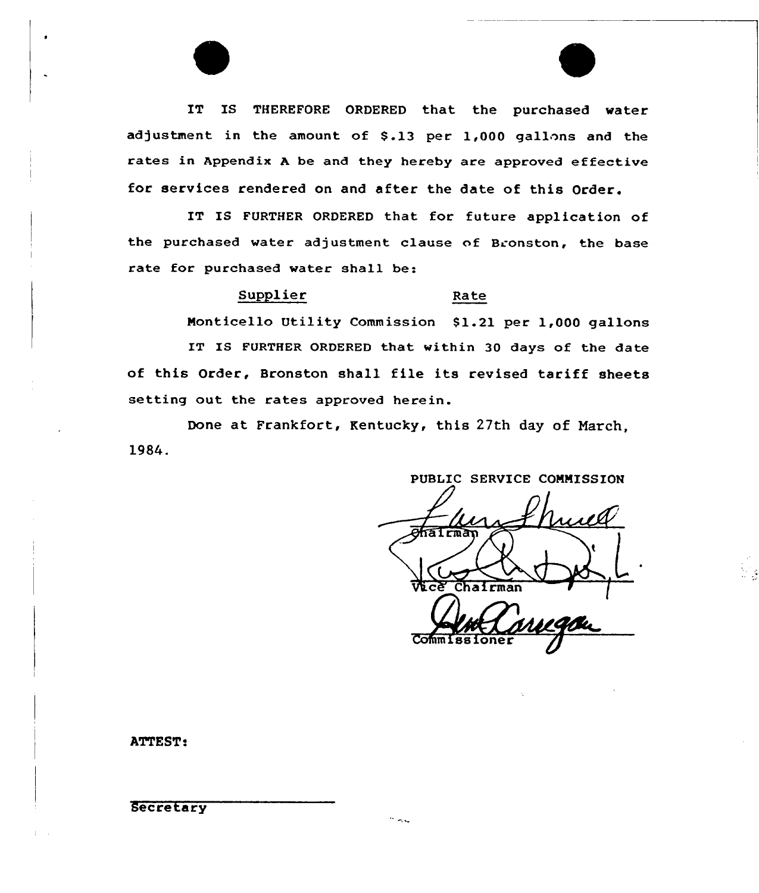IT IS THEREFORE ORDERED that the purchased water adjustment in the amount of $.13 per 1,000 gallons and the rates in Appendix A be and they hereby are approved effective for services rendered on and after the date of this Order.

IT IS FURTHER ORDERED that for future application of the purchased water adjustment clause of Bronston, the base rate for purchased water shall be:

| Supplier | Rate |
|---|---|
| Monticello Utility Commission | $1.21 per 1,000 gallons |

IT IS FURTHER ORDERED that within 30 days of the date of this Order, Bronston shall file its revised tariff sheets setting out the rates approved herein.

Done at Frankfort, Kentucky, this 27th day of March, 1984.

PUBLIC SERVICE COMMISSION

Chairman

Vice Chairman

Commissioner

ATTEST:

Secretary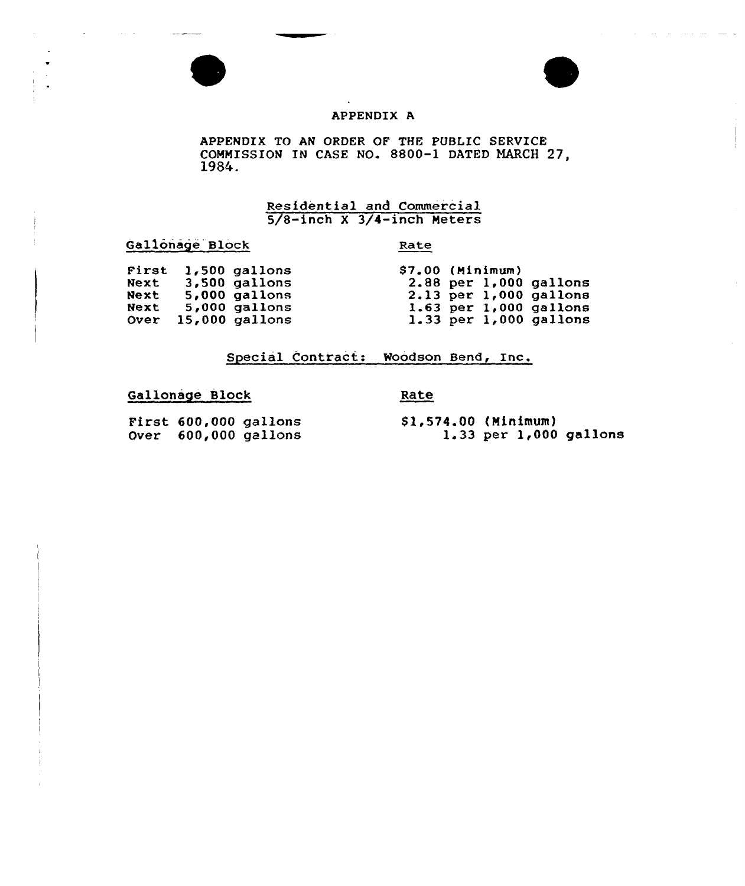# APPENDIX A

APPENDIX TO AN ORDER OF THE PUBLIC SERVICE COMMISSION IN CASE NO. 8800-1 DATED MARCH 27, 1984.

## Residential and Commercial
## 5/8-inch X 3/4-inch Meters

| Gallonage Block | Rate |
|---|---|
| First 1,500 gallons | $7.00 (Minimum) |
| Next 3,500 gallons | 2.88 per 1,000 gallons |
| Next 5,000 gallons | 2.13 per 1,000 gallons |
| Next 5,000 gallons | 1.63 per 1,000 gallons |
| Over 15,000 gallons | 1.33 per 1,000 gallons |

## Special Contract: Woodson Bend, Inc.

| Gallonage Block | Rate |
|---|---|
| First 600,000 gallons | $1,574.00 (Minimum) |
| Over 600,000 gallons | 1.33 per 1,000 gallons |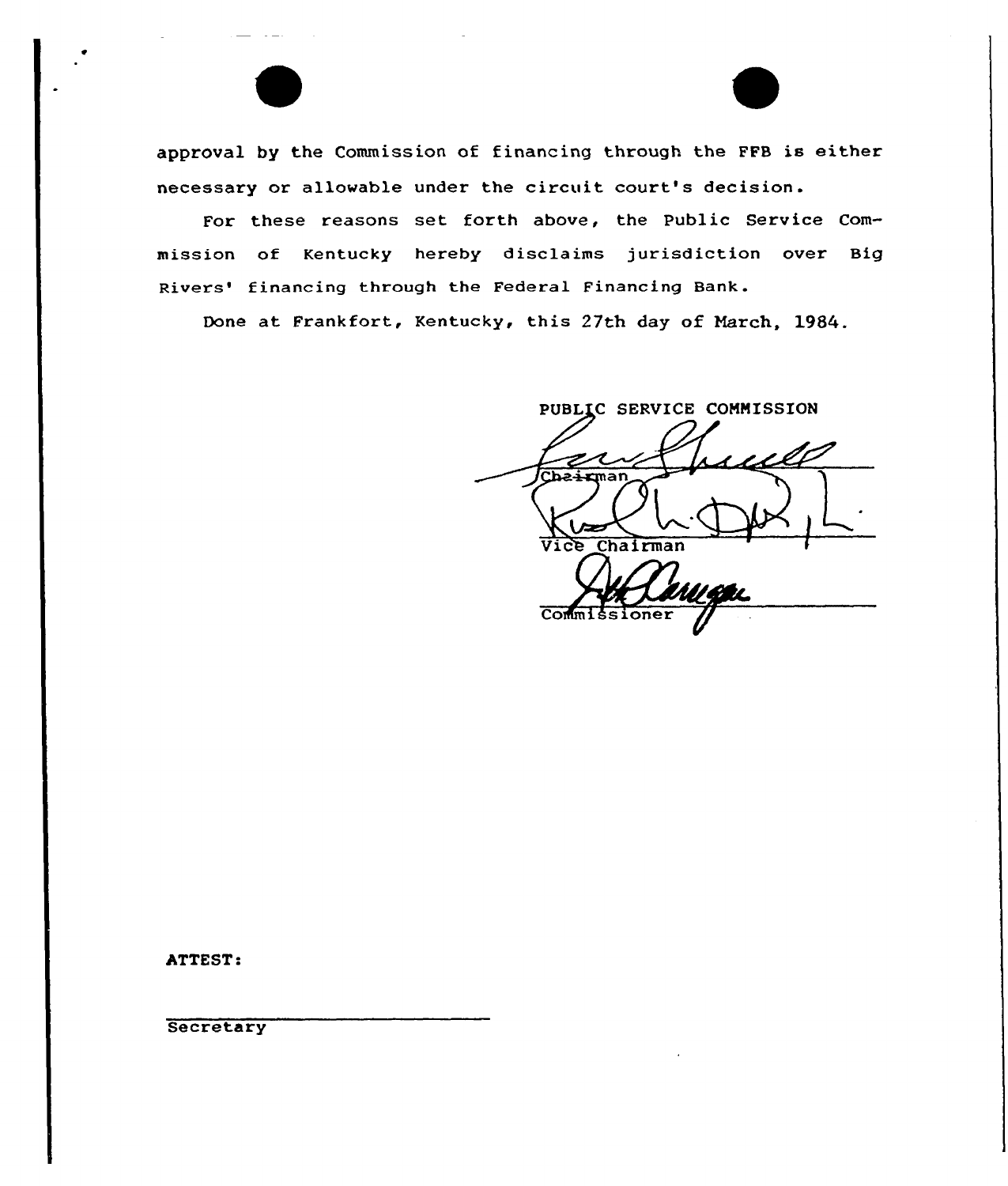approval by the Commission of financing through the FFB is either necessary or allowable under the circuit court's decision.

For these reasons set forth above, the Public Service Commission of Kentucky hereby disclaims jurisdiction over Big Rivers' financing through the Federal Financing Bank.

Done at Frankfort, Kentucky, this 27th day of March, 1984.

PUBLIC SERVICE COMMISSION

Chairman

Vice Chairman

Commissioner

ATTEST:

Secretary